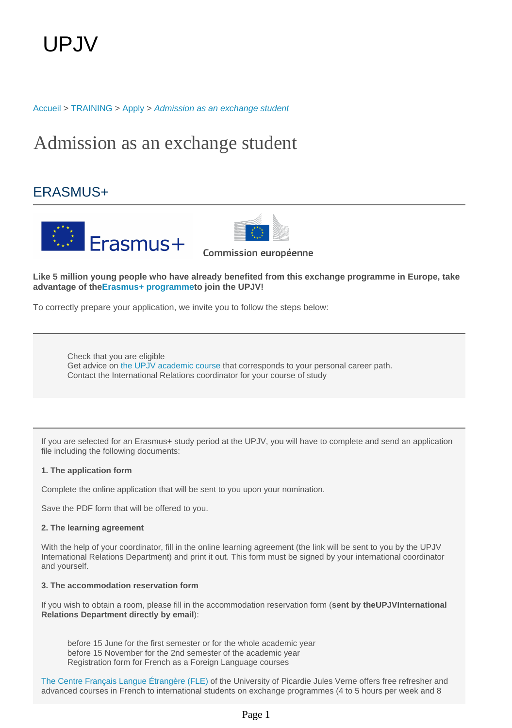UPJV

Accueil > TRAINING > Apply > *Admission as an exchange student*

# Admission as an exchange student

## ERASMUS+

Erasmus+

Commission européenne

**Like 5 million young people who have already benefited from this exchange programme in Europe, take advantage of theErasmus+ programmeto join the UPJV!**

To correctly prepare your application, we invite you to follow the steps below:

- Check that you are eligible
- Get advice on the UPJV academic course that corresponds to your personal career path.
- Contact the International Relations coordinator for your course of study

If you are selected for an Erasmus+ study period at the UPJV, you will have to complete and send an application file including the following documents:

**1. The application form**

Complete the online application that will be sent to you upon your nomination.

Save the PDF form that will be offered to you.

**2. The learning agreement**

With the help of your coordinator, fill in the online learning agreement (the link will be sent to you by the UPJV International Relations Department) and print it out. This form must be signed by your international coordinator and yourself.

**3. The accommodation reservation form**

If you wish to obtain a room, please fill in the accommodation reservation form (**sent by theUPJVInternational Relations Department directly by email**):

- before 15 June for the first semester or for the whole academic year
- before 15 November for the 2nd semester of the academic year
- Registration form for French as a Foreign Language courses

The Centre Français Langue Étrangère (FLE) of the University of Picardie Jules Verne offers free refresher and advanced courses in French to international students on exchange programmes (4 to 5 hours per week and 8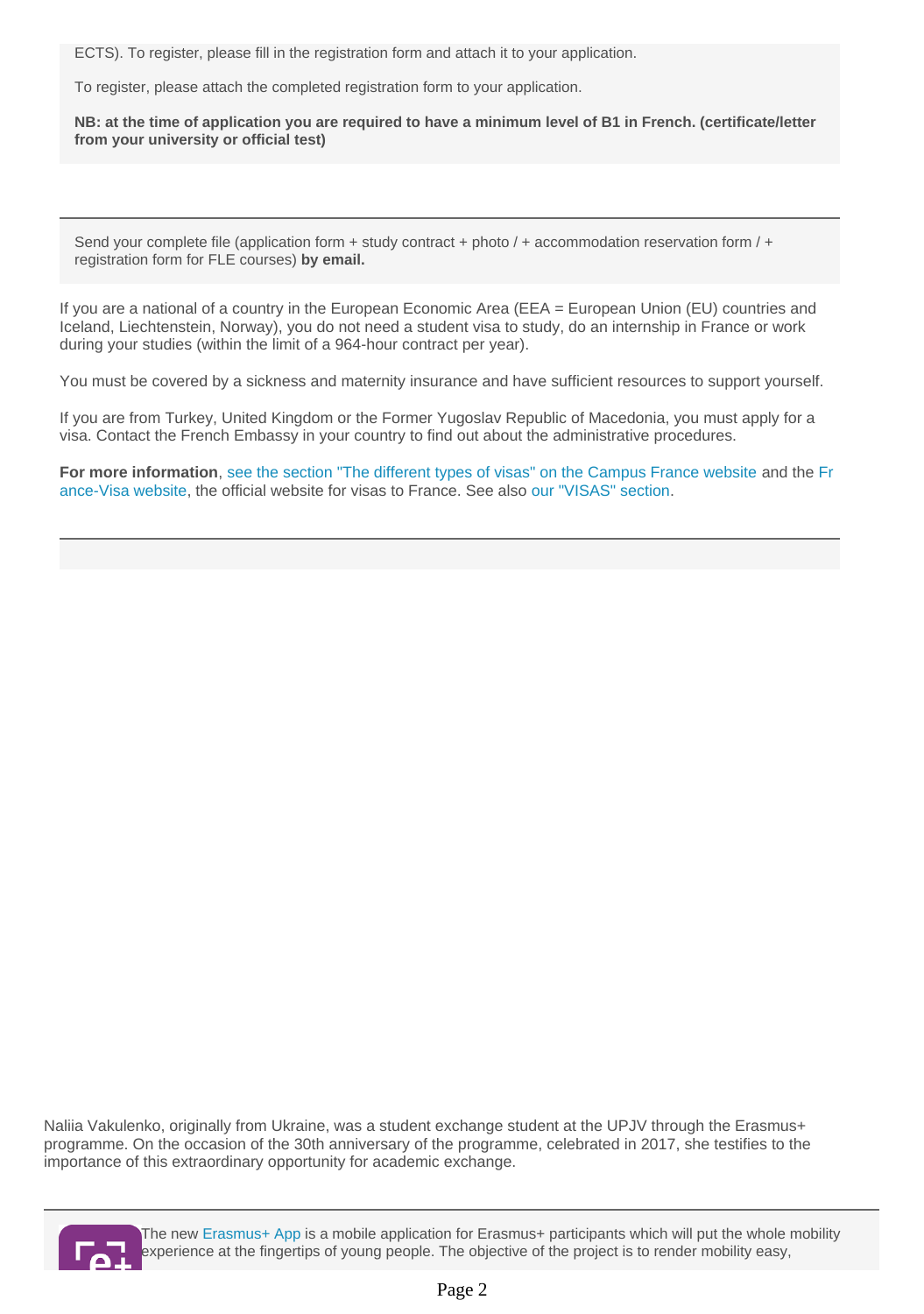ECTS). To register, please fill in the registration form and attach it to your application.

To register, please attach the completed registration form to your application.

**NB: at the time of application you are required to have a minimum level of B1 in French. (certificate/letter from your university or official test)**

---

Send your complete file (application form + study contract + photo / + accommodation reservation form / + registration form for FLE courses) **by email.**

If you are a national of a country in the European Economic Area (EEA = European Union (EU) countries and Iceland, Liechtenstein, Norway), you do not need a student visa to study, do an internship in France or work during your studies (within the limit of a 964-hour contract per year).

You must be covered by a sickness and maternity insurance and have sufficient resources to support yourself.

If you are from Turkey, United Kingdom or the Former Yugoslav Republic of Macedonia, you must apply for a visa. Contact the French Embassy in your country to find out about the administrative procedures.

**For more information**, see the section "The different types of visas" on the Campus France website and the France-Visa website, the official website for visas to France. See also our "VISAS" section.

---

Naliia Vakulenko, originally from Ukraine, was a student exchange student at the UPJV through the Erasmus+ programme. On the occasion of the 30th anniversary of the programme, celebrated in 2017, she testifies to the importance of this extraordinary opportunity for academic exchange.

---

The new Erasmus+ App is a mobile application for Erasmus+ participants which will put the whole mobility experience at the fingertips of young people. The objective of the project is to render mobility easy,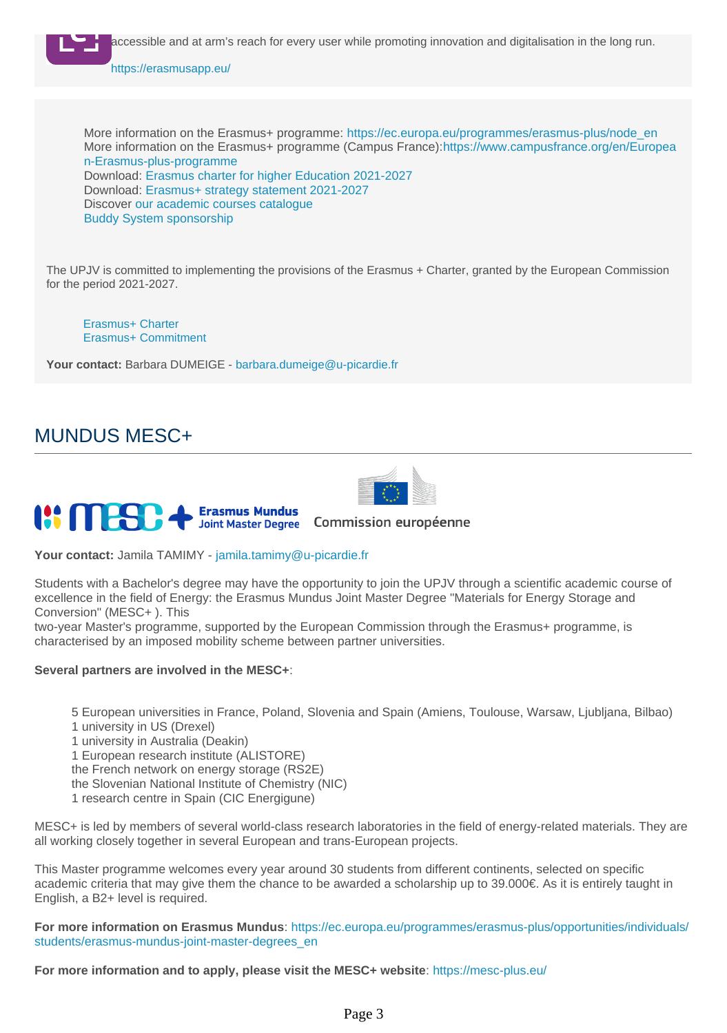accessible and at arm's reach for every user while promoting innovation and digitalisation in the long run.

https://erasmusapp.eu/

More information on the Erasmus+ programme: https://ec.europa.eu/programmes/erasmus-plus/node_en
More information on the Erasmus+ programme (Campus France):https://www.campusfrance.org/en/European-Erasmus-plus-programme
Download: Erasmus charter for higher Education 2021-2027
Download: Erasmus+ strategy statement 2021-2027
Discover our academic courses catalogue
Buddy System sponsorship

The UPJV is committed to implementing the provisions of the Erasmus + Charter, granted by the European Commission for the period 2021-2027.

Erasmus+ Charter
Erasmus+ Commitment

**Your contact:** Barbara DUMEIGE - barbara.dumeige@u-picardie.fr

## MUNDUS MESC+

**Your contact:** Jamila TAMIMY - jamila.tamimy@u-picardie.fr

Students with a Bachelor's degree may have the opportunity to join the UPJV through a scientific academic course of excellence in the field of Energy: the Erasmus Mundus Joint Master Degree "Materials for Energy Storage and Conversion" (MESC+ ). This
two-year Master's programme, supported by the European Commission through the Erasmus+ programme, is characterised by an imposed mobility scheme between partner universities.

**Several partners are involved in the MESC+**:

- 5 European universities in France, Poland, Slovenia and Spain (Amiens, Toulouse, Warsaw, Ljubljana, Bilbao)
- 1 university in US (Drexel)
- 1 university in Australia (Deakin)
- 1 European research institute (ALISTORE)
- the French network on energy storage (RS2E)
- the Slovenian National Institute of Chemistry (NIC)
- 1 research centre in Spain (CIC Energigune)

MESC+ is led by members of several world-class research laboratories in the field of energy-related materials. They are all working closely together in several European and trans-European projects.

This Master programme welcomes every year around 30 students from different continents, selected on specific academic criteria that may give them the chance to be awarded a scholarship up to 39.000€. As it is entirely taught in English, a B2+ level is required.

**For more information on Erasmus Mundus**: https://ec.europa.eu/programmes/erasmus-plus/opportunities/individuals/students/erasmus-mundus-joint-master-degrees_en

**For more information and to apply, please visit the MESC+ website**: https://mesc-plus.eu/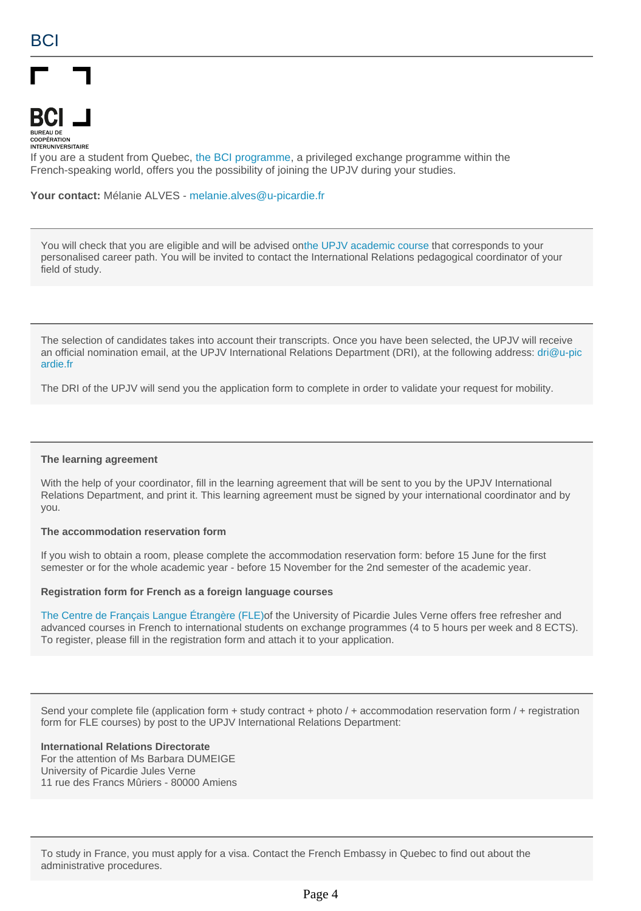## BCI

**BCI**
BUREAU DE COOPÉRATION INTERUNIVERSITAIRE

If you are a student from Quebec, the BCI programme, a privileged exchange programme within the French-speaking world, offers you the possibility of joining the UPJV during your studies.

**Your contact:** Mélanie ALVES - melanie.alves@u-picardie.fr

---

You will check that you are eligible and will be advised onthe UPJV academic course that corresponds to your personalised career path. You will be invited to contact the International Relations pedagogical coordinator of your field of study.

---

The selection of candidates takes into account their transcripts. Once you have been selected, the UPJV will receive an official nomination email, at the UPJV International Relations Department (DRI), at the following address: dri@u-picardie.fr

The DRI of the UPJV will send you the application form to complete in order to validate your request for mobility.

---

**The learning agreement**

With the help of your coordinator, fill in the learning agreement that will be sent to you by the UPJV International Relations Department, and print it. This learning agreement must be signed by your international coordinator and by you.

**The accommodation reservation form**

If you wish to obtain a room, please complete the accommodation reservation form: before 15 June for the first semester or for the whole academic year - before 15 November for the 2nd semester of the academic year.

**Registration form for French as a foreign language courses**

The Centre de Français Langue Étrangère (FLE)of the University of Picardie Jules Verne offers free refresher and advanced courses in French to international students on exchange programmes (4 to 5 hours per week and 8 ECTS). To register, please fill in the registration form and attach it to your application.

---

Send your complete file (application form + study contract + photo / + accommodation reservation form / + registration form for FLE courses) by post to the UPJV International Relations Department:

**International Relations Directorate**
For the attention of Ms Barbara DUMEIGE
University of Picardie Jules Verne
11 rue des Francs Mûriers - 80000 Amiens

---

To study in France, you must apply for a visa. Contact the French Embassy in Quebec to find out about the administrative procedures.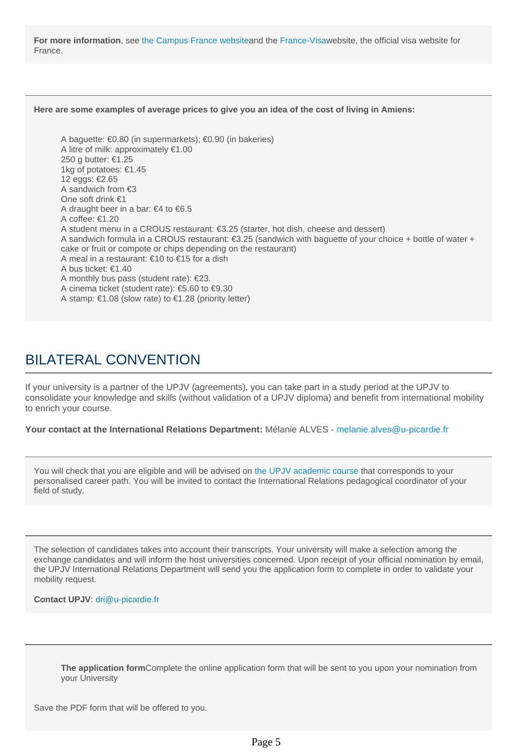**For more information**, see the Campus France websiteand the France-Visawebsite, the official visa website for France.

**Here are some examples of average prices to give you an idea of the cost of living in Amiens:**

- A baguette: €0.80 (in supermarkets); €0.90 (in bakeries)
- A litre of milk: approximately €1.00
- 250 g butter: €1.25
- 1kg of potatoes: €1.45
- 12 eggs: €2.65
- A sandwich from €3
- One soft drink €1
- A draught beer in a bar: €4 to €6.5
- A coffee: €1.20
- A student menu in a CROUS restaurant: €3.25 (starter, hot dish, cheese and dessert)
- A sandwich formula in a CROUS restaurant: €3.25 (sandwich with baguette of your choice + bottle of water + cake or fruit or compote or chips depending on the restaurant)
- A meal in a restaurant: €10 to €15 for a dish
- A bus ticket: €1.40
- A monthly bus pass (student rate): €23.
- A cinema ticket (student rate): €5.60 to €9.30
- A stamp: €1.08 (slow rate) to €1.28 (priority letter)

## BILATERAL CONVENTION

If your university is a partner of the UPJV (agreements), you can take part in a study period at the UPJV to consolidate your knowledge and skills (without validation of a UPJV diploma) and benefit from international mobility to enrich your course.

**Your contact at the International Relations Department:** Mélanie ALVES - melanie.alves@u-picardie.fr

You will check that you are eligible and will be advised on the UPJV academic course that corresponds to your personalised career path. You will be invited to contact the International Relations pedagogical coordinator of your field of study.

The selection of candidates takes into account their transcripts. Your university will make a selection among the exchange candidates and will inform the host universities concerned. Upon receipt of your official nomination by email, the UPJV International Relations Department will send you the application form to complete in order to validate your mobility request.

**Contact UPJV**: dri@u-picardie.fr

**The application form**Complete the online application form that will be sent to you upon your nomination from your University

Save the PDF form that will be offered to you.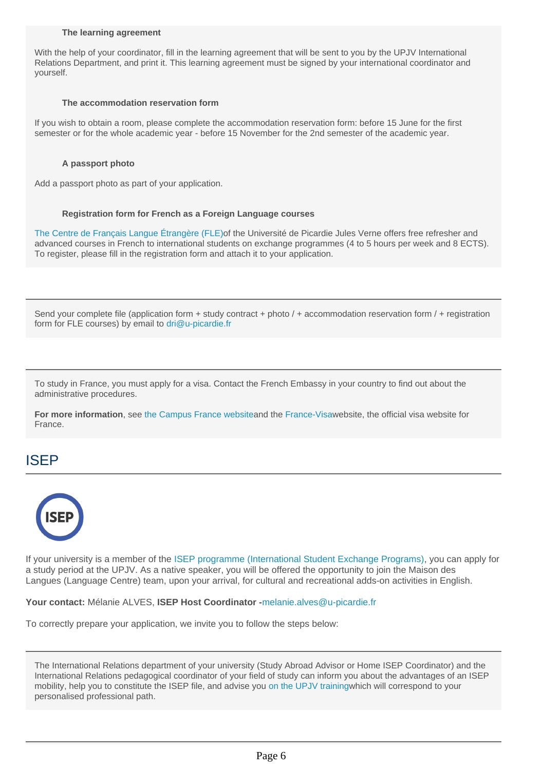**The learning agreement**

With the help of your coordinator, fill in the learning agreement that will be sent to you by the UPJV International Relations Department, and print it. This learning agreement must be signed by your international coordinator and yourself.

**The accommodation reservation form**

If you wish to obtain a room, please complete the accommodation reservation form: before 15 June for the first semester or for the whole academic year - before 15 November for the 2nd semester of the academic year.

**A passport photo**

Add a passport photo as part of your application.

**Registration form for French as a Foreign Language courses**

The Centre de Français Langue Étrangère (FLE)of the Université de Picardie Jules Verne offers free refresher and advanced courses in French to international students on exchange programmes (4 to 5 hours per week and 8 ECTS). To register, please fill in the registration form and attach it to your application.

---

Send your complete file (application form + study contract + photo / + accommodation reservation form / + registration form for FLE courses) by email to dri@u-picardie.fr

---

To study in France, you must apply for a visa. Contact the French Embassy in your country to find out about the administrative procedures.

**For more information**, see the Campus France websiteand the France-Visawebsite, the official visa website for France.

## ISEP

If your university is a member of the ISEP programme (International Student Exchange Programs), you can apply for a study period at the UPJV. As a native speaker, you will be offered the opportunity to join the Maison des Langues (Language Centre) team, upon your arrival, for cultural and recreational adds-on activities in English.

**Your contact:** Mélanie ALVES, **ISEP Host Coordinator -**melanie.alves@u-picardie.fr

To correctly prepare your application, we invite you to follow the steps below:

---

The International Relations department of your university (Study Abroad Advisor or Home ISEP Coordinator) and the International Relations pedagogical coordinator of your field of study can inform you about the advantages of an ISEP mobility, help you to constitute the ISEP file, and advise you on the UPJV trainingwhich will correspond to your personalised professional path.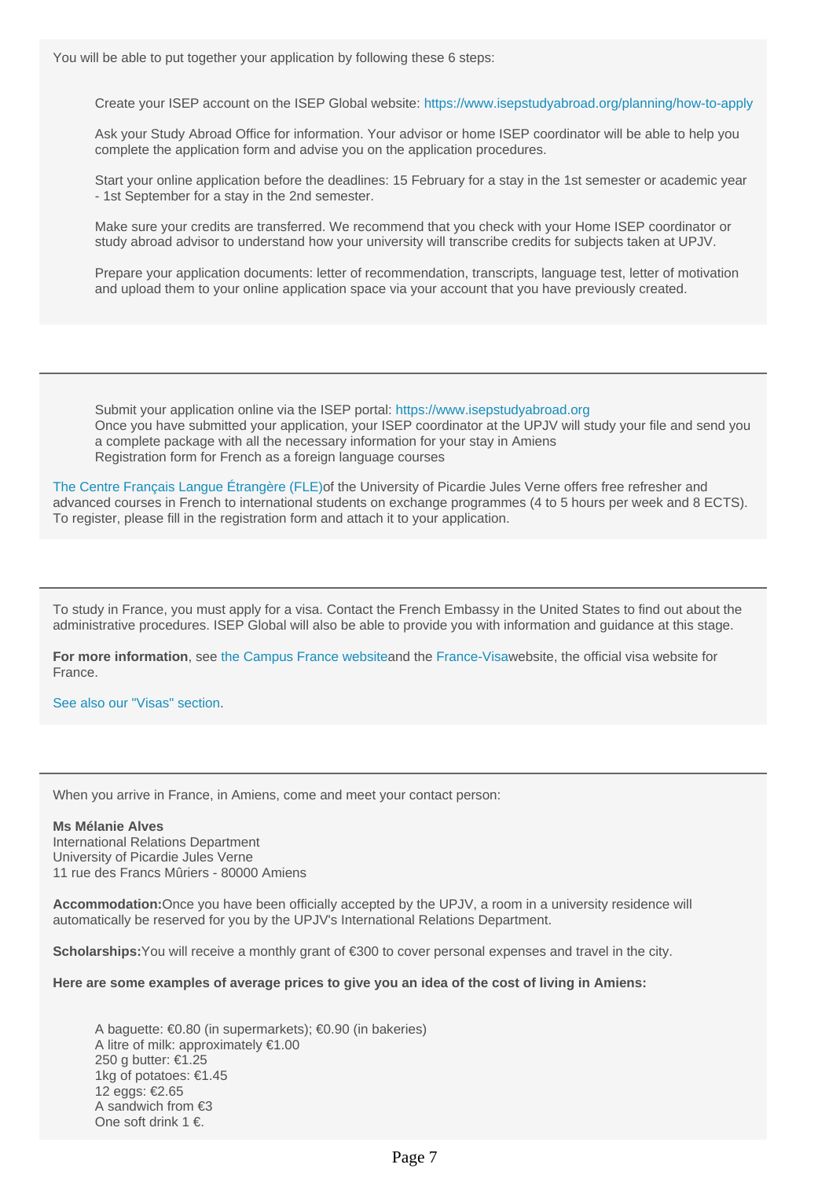You will be able to put together your application by following these 6 steps:

- Create your ISEP account on the ISEP Global website: https://www.isepstudyabroad.org/planning/how-to-apply
- Ask your Study Abroad Office for information. Your advisor or home ISEP coordinator will be able to help you complete the application form and advise you on the application procedures.
- Start your online application before the deadlines: 15 February for a stay in the 1st semester or academic year - 1st September for a stay in the 2nd semester.
- Make sure your credits are transferred. We recommend that you check with your Home ISEP coordinator or study abroad advisor to understand how your university will transcribe credits for subjects taken at UPJV.
- Prepare your application documents: letter of recommendation, transcripts, language test, letter of motivation and upload them to your online application space via your account that you have previously created.

---

- Submit your application online via the ISEP portal: https://www.isepstudyabroad.org
- Once you have submitted your application, your ISEP coordinator at the UPJV will study your file and send you a complete package with all the necessary information for your stay in Amiens
- Registration form for French as a foreign language courses

The Centre Français Langue Étrangère (FLE)of the University of Picardie Jules Verne offers free refresher and advanced courses in French to international students on exchange programmes (4 to 5 hours per week and 8 ECTS). To register, please fill in the registration form and attach it to your application.

---

To study in France, you must apply for a visa. Contact the French Embassy in the United States to find out about the administrative procedures. ISEP Global will also be able to provide you with information and guidance at this stage.

**For more information**, see the Campus France websiteand the France-Visawebsite, the official visa website for France.

See also our "Visas" section.

---

When you arrive in France, in Amiens, come and meet your contact person:

**Ms Mélanie Alves**
International Relations Department
University of Picardie Jules Verne
11 rue des Francs Mûriers - 80000 Amiens

**Accommodation:**Once you have been officially accepted by the UPJV, a room in a university residence will automatically be reserved for you by the UPJV's International Relations Department.

**Scholarships:**You will receive a monthly grant of €300 to cover personal expenses and travel in the city.

**Here are some examples of average prices to give you an idea of the cost of living in Amiens:**

- A baguette: €0.80 (in supermarkets); €0.90 (in bakeries)
- A litre of milk: approximately €1.00
- 250 g butter: €1.25
- 1kg of potatoes: €1.45
- 12 eggs: €2.65
- A sandwich from €3
- One soft drink 1 €.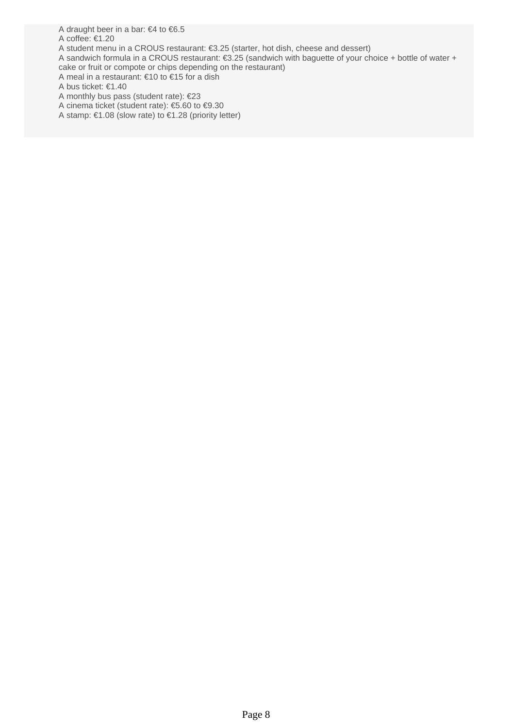A draught beer in a bar: €4 to €6.5
A coffee: €1.20
A student menu in a CROUS restaurant: €3.25 (starter, hot dish, cheese and dessert)
A sandwich formula in a CROUS restaurant: €3.25 (sandwich with baguette of your choice + bottle of water + cake or fruit or compote or chips depending on the restaurant)
A meal in a restaurant: €10 to €15 for a dish
A bus ticket: €1.40
A monthly bus pass (student rate): €23
A cinema ticket (student rate): €5.60 to €9.30
A stamp: €1.08 (slow rate) to €1.28 (priority letter)